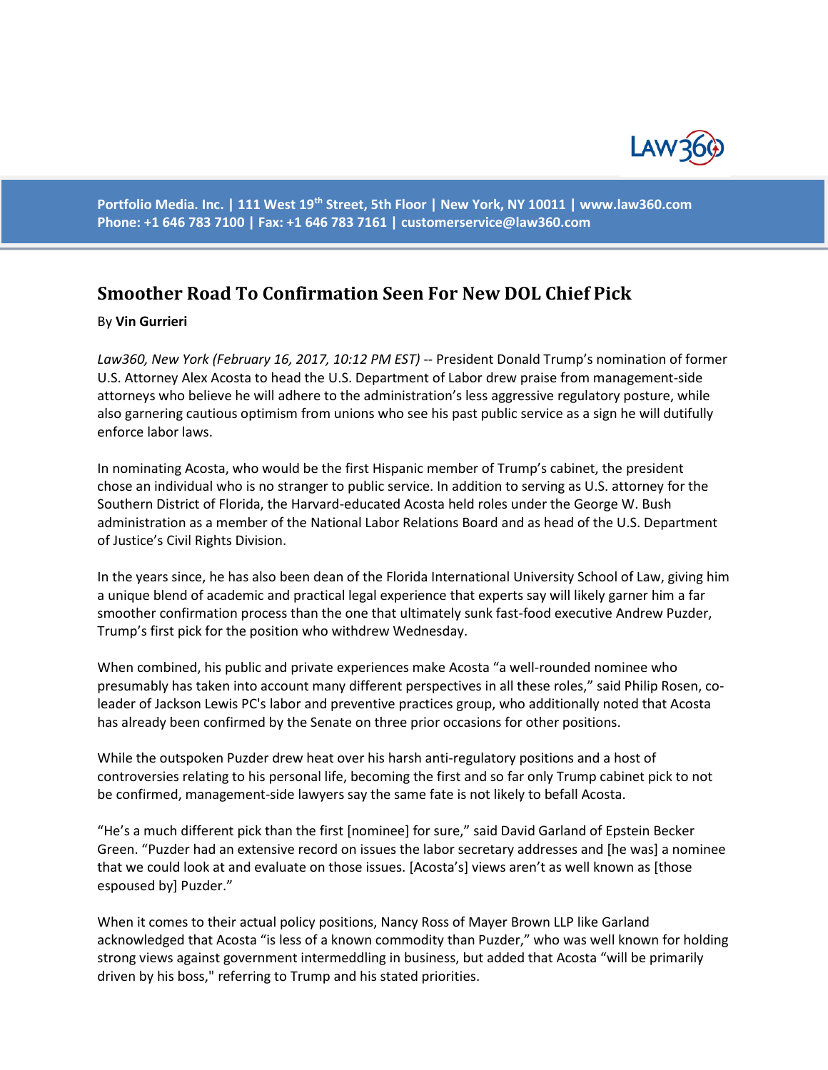# Smoother Road To Confirmation Seen For New DOL Chief Pick

By **Vin Gurrieri**

*Law360, New York (February 16, 2017, 10:12 PM EST)* -- President Donald Trump's nomination of former U.S. Attorney Alex Acosta to head the U.S. Department of Labor drew praise from management-side attorneys who believe he will adhere to the administration's less aggressive regulatory posture, while also garnering cautious optimism from unions who see his past public service as a sign he will dutifully enforce labor laws.

In nominating Acosta, who would be the first Hispanic member of Trump's cabinet, the president chose an individual who is no stranger to public service. In addition to serving as U.S. attorney for the Southern District of Florida, the Harvard-educated Acosta held roles under the George W. Bush administration as a member of the National Labor Relations Board and as head of the U.S. Department of Justice's Civil Rights Division.

In the years since, he has also been dean of the Florida International University School of Law, giving him a unique blend of academic and practical legal experience that experts say will likely garner him a far smoother confirmation process than the one that ultimately sunk fast-food executive Andrew Puzder, Trump's first pick for the position who withdrew Wednesday.

When combined, his public and private experiences make Acosta "a well-rounded nominee who presumably has taken into account many different perspectives in all these roles," said Philip Rosen, co-leader of Jackson Lewis PC's labor and preventive practices group, who additionally noted that Acosta has already been confirmed by the Senate on three prior occasions for other positions.

While the outspoken Puzder drew heat over his harsh anti-regulatory positions and a host of controversies relating to his personal life, becoming the first and so far only Trump cabinet pick to not be confirmed, management-side lawyers say the same fate is not likely to befall Acosta.

"He's a much different pick than the first [nominee] for sure," said David Garland of Epstein Becker Green. "Puzder had an extensive record on issues the labor secretary addresses and [he was] a nominee that we could look at and evaluate on those issues. [Acosta's] views aren't as well known as [those espoused by] Puzder."

When it comes to their actual policy positions, Nancy Ross of Mayer Brown LLP like Garland acknowledged that Acosta "is less of a known commodity than Puzder," who was well known for holding strong views against government intermeddling in business, but added that Acosta "will be primarily driven by his boss," referring to Trump and his stated priorities.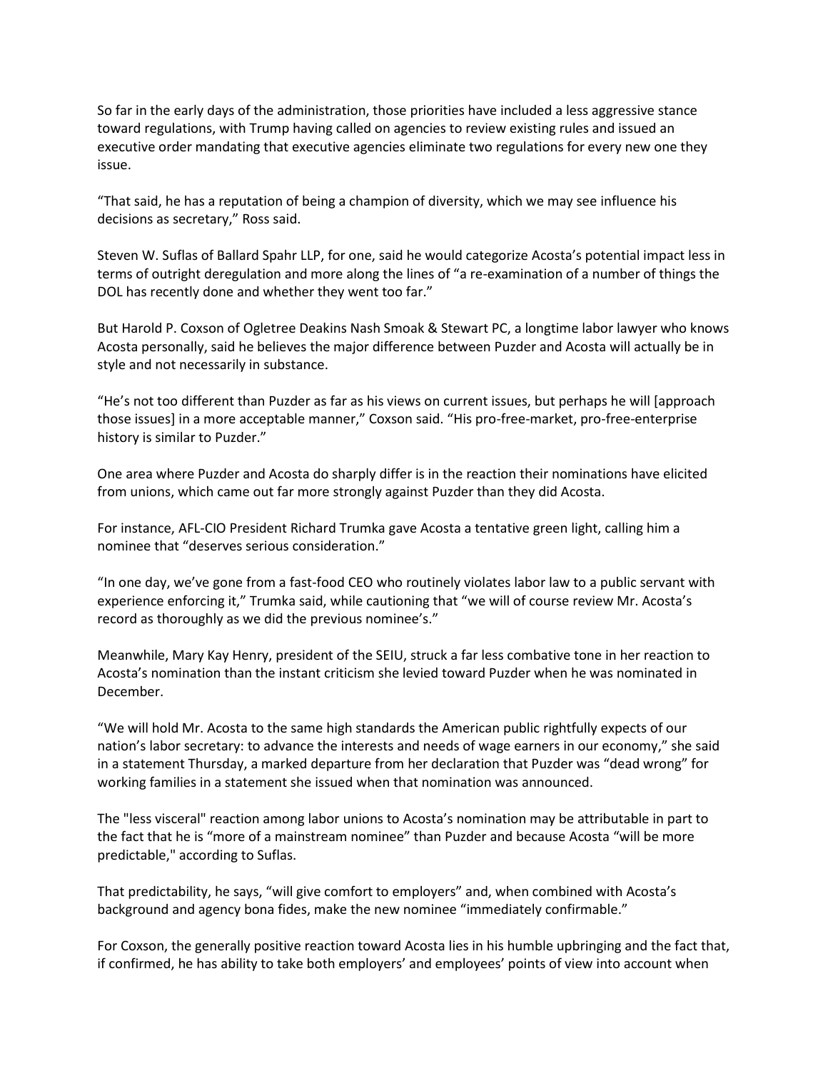So far in the early days of the administration, those priorities have included a less aggressive stance toward regulations, with Trump having called on agencies to review existing rules and issued an executive order mandating that executive agencies eliminate two regulations for every new one they issue.

"That said, he has a reputation of being a champion of diversity, which we may see influence his decisions as secretary," Ross said.

Steven W. Suflas of Ballard Spahr LLP, for one, said he would categorize Acosta's potential impact less in terms of outright deregulation and more along the lines of "a re-examination of a number of things the DOL has recently done and whether they went too far."

But Harold P. Coxson of Ogletree Deakins Nash Smoak & Stewart PC, a longtime labor lawyer who knows Acosta personally, said he believes the major difference between Puzder and Acosta will actually be in style and not necessarily in substance.

"He's not too different than Puzder as far as his views on current issues, but perhaps he will [approach those issues] in a more acceptable manner," Coxson said. "His pro-free-market, pro-free-enterprise history is similar to Puzder."

One area where Puzder and Acosta do sharply differ is in the reaction their nominations have elicited from unions, which came out far more strongly against Puzder than they did Acosta.

For instance, AFL-CIO President Richard Trumka gave Acosta a tentative green light, calling him a nominee that "deserves serious consideration."

"In one day, we've gone from a fast-food CEO who routinely violates labor law to a public servant with experience enforcing it," Trumka said, while cautioning that "we will of course review Mr. Acosta's record as thoroughly as we did the previous nominee's."

Meanwhile, Mary Kay Henry, president of the SEIU, struck a far less combative tone in her reaction to Acosta's nomination than the instant criticism she levied toward Puzder when he was nominated in December.

"We will hold Mr. Acosta to the same high standards the American public rightfully expects of our nation's labor secretary: to advance the interests and needs of wage earners in our economy," she said in a statement Thursday, a marked departure from her declaration that Puzder was "dead wrong" for working families in a statement she issued when that nomination was announced.

The "less visceral" reaction among labor unions to Acosta's nomination may be attributable in part to the fact that he is "more of a mainstream nominee" than Puzder and because Acosta "will be more predictable," according to Suflas.

That predictability, he says, "will give comfort to employers" and, when combined with Acosta's background and agency bona fides, make the new nominee "immediately confirmable."

For Coxson, the generally positive reaction toward Acosta lies in his humble upbringing and the fact that, if confirmed, he has ability to take both employers' and employees' points of view into account when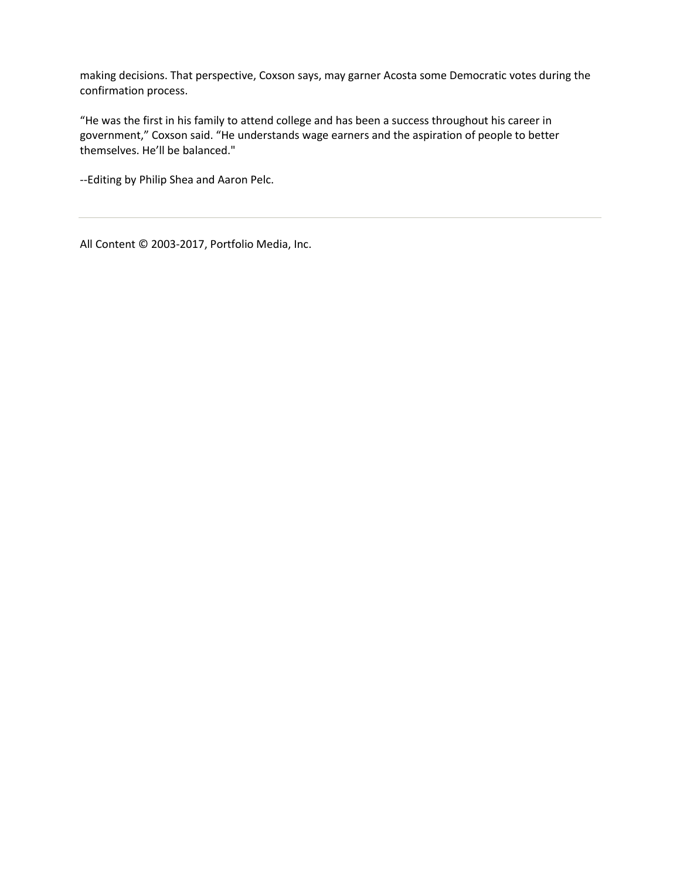making decisions. That perspective, Coxson says, may garner Acosta some Democratic votes during the confirmation process.

“He was the first in his family to attend college and has been a success throughout his career in government,” Coxson said. “He understands wage earners and the aspiration of people to better themselves. He’ll be balanced."

--Editing by Philip Shea and Aaron Pelc.

---

All Content © 2003-2017, Portfolio Media, Inc.